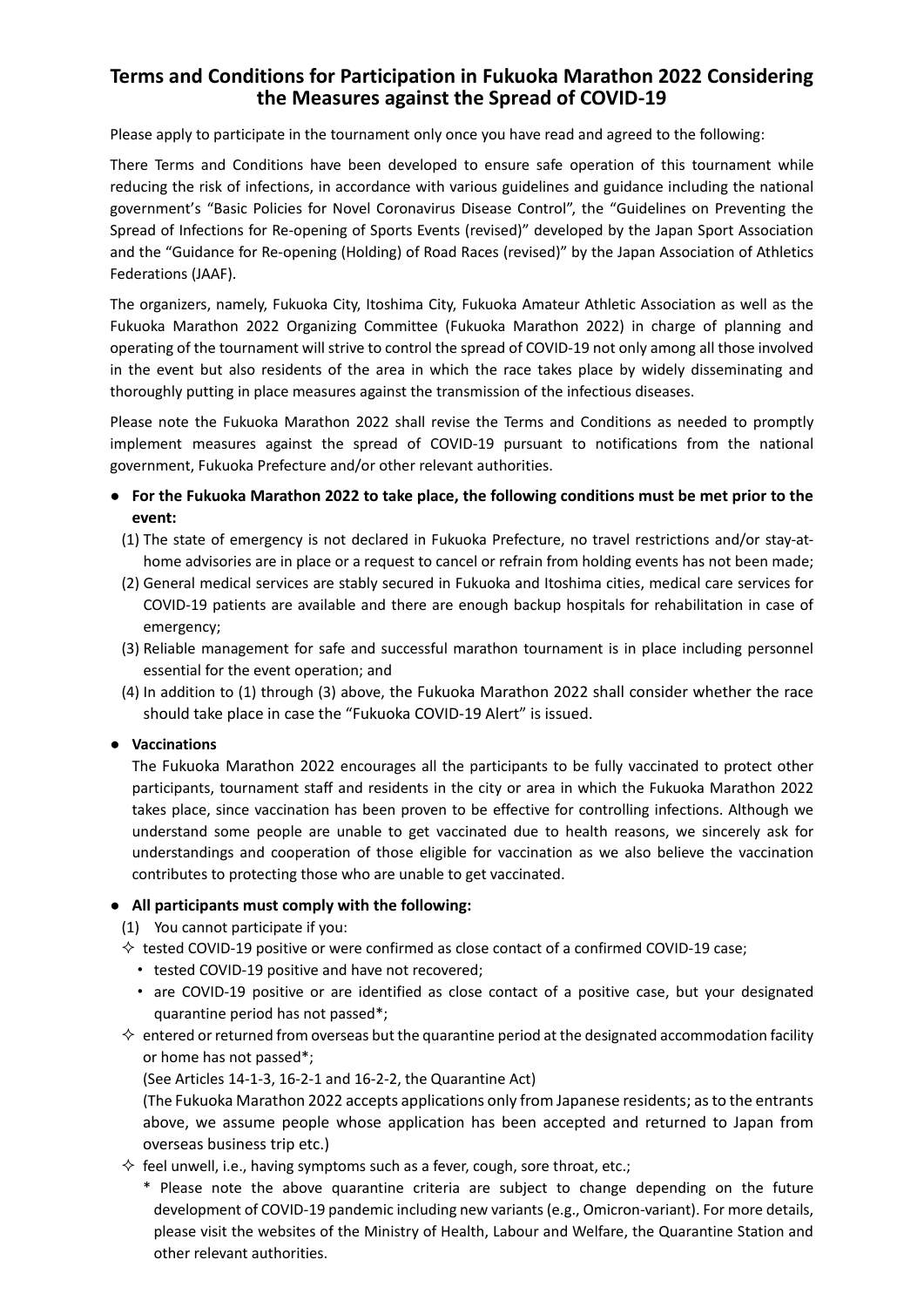# Terms and Conditions for Participation in Fukuoka Marathon 2022 Considering the Measures against the Spread of COVID-19

Please apply to participate in the tournament only once you have read and agreed to the following:

There Terms and Conditions have been developed to ensure safe operation of this tournament while reducing the risk of infections, in accordance with various guidelines and guidance including the national government's "Basic Policies for Novel Coronavirus Disease Control", the "Guidelines on Preventing the Spread of Infections for Re-opening of Sports Events (revised)" developed by the Japan Sport Association and the "Guidance for Re-opening (Holding) of Road Races (revised)" by the Japan Association of Athletics Federations (JAAF).

The organizers, namely, Fukuoka City, Itoshima City, Fukuoka Amateur Athletic Association as well as the Fukuoka Marathon 2022 Organizing Committee (Fukuoka Marathon 2022) in charge of planning and operating of the tournament will strive to control the spread of COVID-19 not only among all those involved in the event but also residents of the area in which the race takes place by widely disseminating and thoroughly putting in place measures against the transmission of the infectious diseases.

Please note the Fukuoka Marathon 2022 shall revise the Terms and Conditions as needed to promptly implement measures against the spread of COVID-19 pursuant to notifications from the national government, Fukuoka Prefecture and/or other relevant authorities.

- **For the Fukuoka Marathon 2022 to take place, the following conditions must be met prior to the event:**
  (1) The state of emergency is not declared in Fukuoka Prefecture, no travel restrictions and/or stay-at-home advisories are in place or a request to cancel or refrain from holding events has not been made;
  (2) General medical services are stably secured in Fukuoka and Itoshima cities, medical care services for COVID-19 patients are available and there are enough backup hospitals for rehabilitation in case of emergency;
  (3) Reliable management for safe and successful marathon tournament is in place including personnel essential for the event operation; and
  (4) In addition to (1) through (3) above, the Fukuoka Marathon 2022 shall consider whether the race should take place in case the "Fukuoka COVID-19 Alert" is issued.

- **Vaccinations**

  The Fukuoka Marathon 2022 encourages all the participants to be fully vaccinated to protect other participants, tournament staff and residents in the city or area in which the Fukuoka Marathon 2022 takes place, since vaccination has been proven to be effective for controlling infections. Although we understand some people are unable to get vaccinated due to health reasons, we sincerely ask for understandings and cooperation of those eligible for vaccination as we also believe the vaccination contributes to protecting those who are unable to get vaccinated.

- **All participants must comply with the following:**
  (1) You cannot participate if you:
  - ✧ tested COVID-19 positive or were confirmed as close contact of a confirmed COVID-19 case;
    - tested COVID-19 positive and have not recovered;
    - are COVID-19 positive or are identified as close contact of a positive case, but your designated quarantine period has not passed*;
  - ✧ entered or returned from overseas but the quarantine period at the designated accommodation facility or home has not passed*;

    (See Articles 14-1-3, 16-2-1 and 16-2-2, the Quarantine Act)

    (The Fukuoka Marathon 2022 accepts applications only from Japanese residents; as to the entrants above, we assume people whose application has been accepted and returned to Japan from overseas business trip etc.)
  - ✧ feel unwell, i.e., having symptoms such as a fever, cough, sore throat, etc.;

    \* Please note the above quarantine criteria are subject to change depending on the future development of COVID-19 pandemic including new variants (e.g., Omicron-variant). For more details, please visit the websites of the Ministry of Health, Labour and Welfare, the Quarantine Station and other relevant authorities.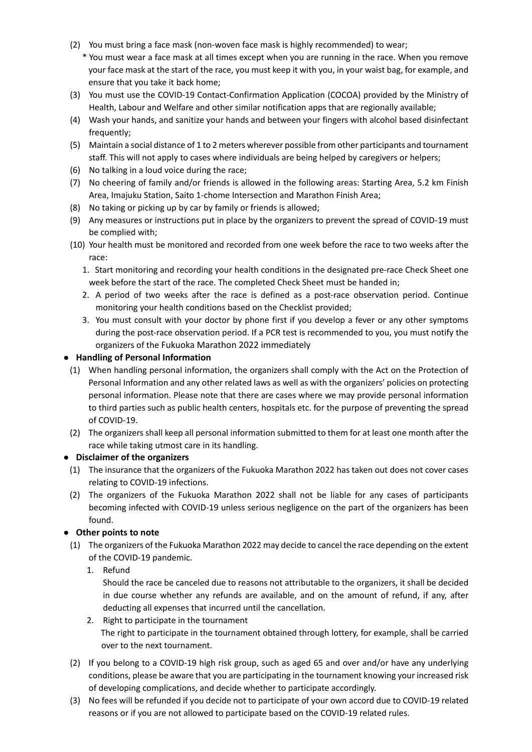(2) You must bring a face mask (non-woven face mask is highly recommended) to wear;

 * You must wear a face mask at all times except when you are running in the race. When you remove your face mask at the start of the race, you must keep it with you, in your waist bag, for example, and ensure that you take it back home;

(3) You must use the COVID-19 Contact-Confirmation Application (COCOA) provided by the Ministry of Health, Labour and Welfare and other similar notification apps that are regionally available;

(4) Wash your hands, and sanitize your hands and between your fingers with alcohol based disinfectant frequently;

(5) Maintain a social distance of 1 to 2 meters wherever possible from other participants and tournament staff. This will not apply to cases where individuals are being helped by caregivers or helpers;

(6) No talking in a loud voice during the race;

(7) No cheering of family and/or friends is allowed in the following areas: Starting Area, 5.2 km Finish Area, Imajuku Station, Saito 1-chome Intersection and Marathon Finish Area;

(8) No taking or picking up by car by family or friends is allowed;

(9) Any measures or instructions put in place by the organizers to prevent the spread of COVID-19 must be complied with;

(10) Your health must be monitored and recorded from one week before the race to two weeks after the race:

 1. Start monitoring and recording your health conditions in the designated pre-race Check Sheet one week before the start of the race. The completed Check Sheet must be handed in;
 2. A period of two weeks after the race is defined as a post-race observation period. Continue monitoring your health conditions based on the Checklist provided;
 3. You must consult with your doctor by phone first if you develop a fever or any other symptoms during the post-race observation period. If a PCR test is recommended to you, you must notify the organizers of the Fukuoka Marathon 2022 immediately

- **Handling of Personal Information**

(1) When handling personal information, the organizers shall comply with the Act on the Protection of Personal Information and any other related laws as well as with the organizers' policies on protecting personal information. Please note that there are cases where we may provide personal information to third parties such as public health centers, hospitals etc. for the purpose of preventing the spread of COVID-19.

(2) The organizers shall keep all personal information submitted to them for at least one month after the race while taking utmost care in its handling.

- **Disclaimer of the organizers**

(1) The insurance that the organizers of the Fukuoka Marathon 2022 has taken out does not cover cases relating to COVID-19 infections.

(2) The organizers of the Fukuoka Marathon 2022 shall not be liable for any cases of participants becoming infected with COVID-19 unless serious negligence on the part of the organizers has been found.

- **Other points to note**

(1) The organizers of the Fukuoka Marathon 2022 may decide to cancel the race depending on the extent of the COVID-19 pandemic.

 1. Refund

 Should the race be canceled due to reasons not attributable to the organizers, it shall be decided in due course whether any refunds are available, and on the amount of refund, if any, after deducting all expenses that incurred until the cancellation.

 2. Right to participate in the tournament

 The right to participate in the tournament obtained through lottery, for example, shall be carried over to the next tournament.

(2) If you belong to a COVID-19 high risk group, such as aged 65 and over and/or have any underlying conditions, please be aware that you are participating in the tournament knowing your increased risk of developing complications, and decide whether to participate accordingly.

(3) No fees will be refunded if you decide not to participate of your own accord due to COVID-19 related reasons or if you are not allowed to participate based on the COVID-19 related rules.